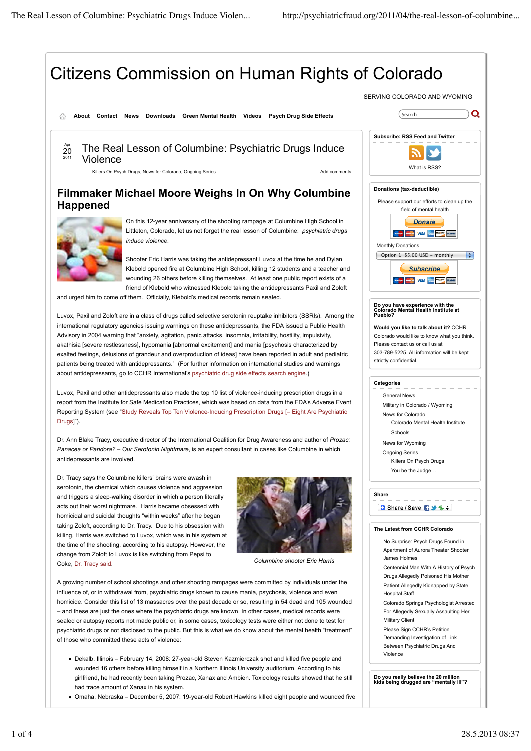# Citizens Commission on Human Rights of Colorado

SERVING COLORADO AND WYOMING

About | Contact | News | Downloads | Green Mental Health | Videos | Psych Drug Side Effects

Apr 20 2011

## The Real Lesson of Columbine: Psychiatric Drugs Induce Violence

Killers On Psych Drugs, News for Colorado, Ongoing Series — Add comments

### Filmmaker Michael Moore Weighs In On Why Columbine Happened

On this 12-year anniversary of the shooting rampage at Columbine High School in Littleton, Colorado, let us not forget the real lesson of Columbine: *psychiatric drugs induce violence.*

Shooter Eric Harris was taking the antidepressant Luvox at the time he and Dylan Klebold opened fire at Columbine High School, killing 12 students and a teacher and wounding 26 others before killing themselves. At least one public report exists of a friend of Klebold who witnessed Klebold taking the antidepressants Paxil and Zoloft and urged him to come off them. Officially, Klebold's medical records remain sealed.

Luvox, Paxil and Zoloft are in a class of drugs called selective serotonin reuptake inhibitors (SSRIs). Among the international regulatory agencies issuing warnings on these antidepressants, the FDA issued a Public Health Advisory in 2004 warning that "anxiety, agitation, panic attacks, insomnia, irritability, hostility, impulsivity, akathisia [severe restlessness], hypomania [abnormal excitement] and mania [psychosis characterized by exalted feelings, delusions of grandeur and overproduction of ideas] have been reported in adult and pediatric patients being treated with antidepressants." (For further information on international studies and warnings about antidepressants, go to CCHR International's psychiatric drug side effects search engine.)

Luvox, Paxil and other antidepressants also made the top 10 list of violence-inducing prescription drugs in a report from the Institute for Safe Medication Practices, which was based on data from the FDA's Adverse Event Reporting System (see "Study Reveals Top Ten Violence-Inducing Prescription Drugs [– Eight Are Psychiatric Drugs]").

Dr. Ann Blake Tracy, executive director of the International Coalition for Drug Awareness and author of *Prozac: Panacea or Pandora? – Our Serotonin Nightmare*, is an expert consultant in cases like Columbine in which antidepressants are involved.

Dr. Tracy says the Columbine killers' brains were awash in serotonin, the chemical which causes violence and aggression and triggers a sleep-walking disorder in which a person literally acts out their worst nightmare. Harris became obsessed with homicidal and suicidal thoughts "within weeks" after he began taking Zoloft, according to Dr. Tracy. Due to his obsession with killing, Harris was switched to Luvox, which was in his system at the time of the shooting, according to his autopsy. However, the change from Zoloft to Luvox is like switching from Pepsi to Coke, Dr. Tracy said.

*Columbine shooter Eric Harris*

A growing number of school shootings and other shooting rampages were committed by individuals under the influence of, or in withdrawal from, psychiatric drugs known to cause mania, psychosis, violence and even homicide. Consider this list of 13 massacres over the past decade or so, resulting in 54 dead and 105 wounded – and these are just the ones where the psychiatric drugs are known. In other cases, medical records were sealed or autopsy reports not made public or, in some cases, toxicology tests were either not done to test for psychiatric drugs or not disclosed to the public. But this is what we do know about the mental health "treatment" of those who committed these acts of violence:

- Dekalb, Illinois – February 14, 2008: 27-year-old Steven Kazmierczak shot and killed five people and wounded 16 others before killing himself in a Northern Illinois University auditorium. According to his girlfriend, he had recently been taking Prozac, Xanax and Ambien. Toxicology results showed that he still had trace amount of Xanax in his system.
- Omaha, Nebraska – December 5, 2007: 19-year-old Robert Hawkins killed eight people and wounded five

---

**Subscribe: RSS Feed and Twitter**

What is RSS?

**Donations (tax-deductible)**

Please support our efforts to clean up the field of mental health

Donate

Monthly Donations

Option 1: $5.00 USD - monthly

Subscribe

**Do you have experience with the Colorado Mental Health Institute at Pueblo?**

**Would you like to talk about it?** CCHR Colorado would like to know what you think. Please contact us or call us at 303-789-5225. All information will be kept strictly confidential.

**Categories**

- General News
- Military in Colorado / Wyoming
- News for Colorado
  - Colorado Mental Health Institute
  - Schools
- News for Wyoming
- Ongoing Series
  - Killers On Psych Drugs
  - You be the Judge…

**Share**

Share / Save

**The Latest from CCHR Colorado**

- No Surprise: Psych Drugs Found in Apartment of Aurora Theater Shooter James Holmes
- Centennial Man With A History of Psych Drugs Allegedly Poisoned His Mother
- Patient Allegedly Kidnapped by State Hospital Staff
- Colorado Springs Psychologist Arrested For Allegedly Sexually Assaulting Her Military Client
- Please Sign CCHR's Petition Demanding Investigation of Link Between Psychiatric Drugs And Violence

**Do you really believe the 20 million kids being drugged are "mentally ill"?**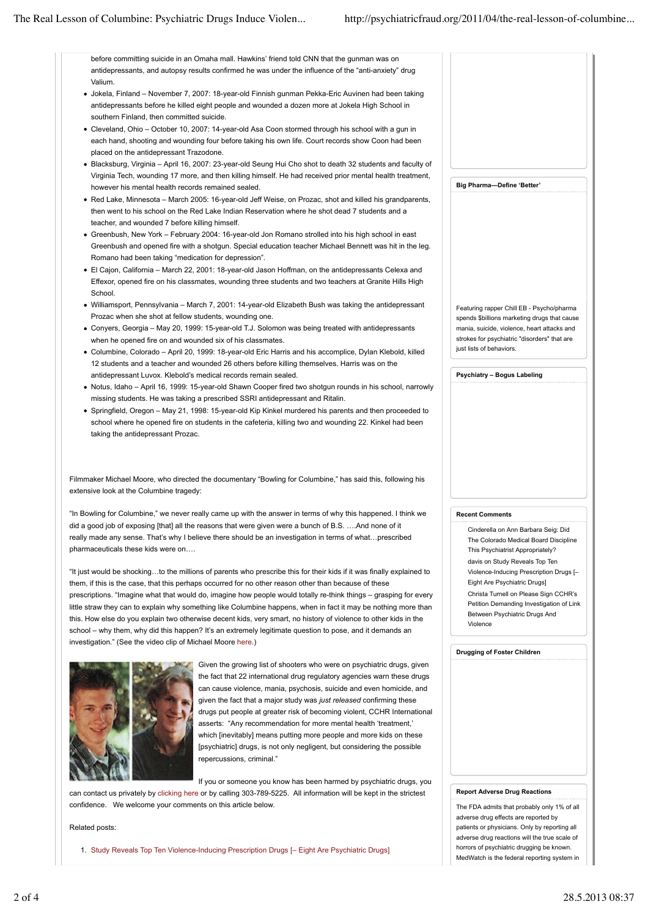before committing suicide in an Omaha mall. Hawkins' friend told CNN that the gunman was on antidepressants, and autopsy results confirmed he was under the influence of the "anti-anxiety" drug Valium.

- Jokela, Finland – November 7, 2007: 18-year-old Finnish gunman Pekka-Eric Auvinen had been taking antidepressants before he killed eight people and wounded a dozen more at Jokela High School in southern Finland, then committed suicide.
- Cleveland, Ohio – October 10, 2007: 14-year-old Asa Coon stormed through his school with a gun in each hand, shooting and wounding four before taking his own life. Court records show Coon had been placed on the antidepressant Trazodone.
- Blacksburg, Virginia – April 16, 2007: 23-year-old Seung Hui Cho shot to death 32 students and faculty of Virginia Tech, wounding 17 more, and then killing himself. He had received prior mental health treatment, however his mental health records remained sealed.
- Red Lake, Minnesota – March 2005: 16-year-old Jeff Weise, on Prozac, shot and killed his grandparents, then went to his school on the Red Lake Indian Reservation where he shot dead 7 students and a teacher, and wounded 7 before killing himself.
- Greenbush, New York – February 2004: 16-year-old Jon Romano strolled into his high school in east Greenbush and opened fire with a shotgun. Special education teacher Michael Bennett was hit in the leg. Romano had been taking "medication for depression".
- El Cajon, California – March 22, 2001: 18-year-old Jason Hoffman, on the antidepressants Celexa and Effexor, opened fire on his classmates, wounding three students and two teachers at Granite Hills High School.
- Williamsport, Pennsylvania – March 7, 2001: 14-year-old Elizabeth Bush was taking the antidepressant Prozac when she shot at fellow students, wounding one.
- Conyers, Georgia – May 20, 1999: 15-year-old T.J. Solomon was being treated with antidepressants when he opened fire on and wounded six of his classmates.
- Columbine, Colorado – April 20, 1999: 18-year-old Eric Harris and his accomplice, Dylan Klebold, killed 12 students and a teacher and wounded 26 others before killing themselves. Harris was on the antidepressant Luvox. Klebold's medical records remain sealed.
- Notus, Idaho – April 16, 1999: 15-year-old Shawn Cooper fired two shotgun rounds in his school, narrowly missing students. He was taking a prescribed SSRI antidepressant and Ritalin.
- Springfield, Oregon – May 21, 1998: 15-year-old Kip Kinkel murdered his parents and then proceeded to school where he opened fire on students in the cafeteria, killing two and wounding 22. Kinkel had been taking the antidepressant Prozac.

Filmmaker Michael Moore, who directed the documentary "Bowling for Columbine," has said this, following his extensive look at the Columbine tragedy:

"In Bowling for Columbine," we never really came up with the answer in terms of why this happened. I think we did a good job of exposing [that] all the reasons that were given were a bunch of B.S. ….And none of it really made any sense. That's why I believe there should be an investigation in terms of what…prescribed pharmaceuticals these kids were on….

"It just would be shocking…to the millions of parents who prescribe this for their kids if it was finally explained to them, if this is the case, that this perhaps occurred for no other reason other than because of these prescriptions. "Imagine what that would do, imagine how people would totally re-think things – grasping for every little straw they can to explain why something like Columbine happens, when in fact it may be nothing more than this. How else do you explain two otherwise decent kids, very smart, no history of violence to other kids in the school – why them, why did this happen? It's an extremely legitimate question to pose, and it demands an investigation." (See the video clip of Michael Moore here.)

Given the growing list of shooters who were on psychiatric drugs, given the fact that 22 international drug regulatory agencies warn these drugs can cause violence, mania, psychosis, suicide and even homicide, and given the fact that a major study was *just released* confirming these drugs put people at greater risk of becoming violent, CCHR International asserts: "Any recommendation for more mental health 'treatment,' which [inevitably] means putting more people and more kids on these [psychiatric] drugs, is not only negligent, but considering the possible repercussions, criminal."

If you or someone you know has been harmed by psychiatric drugs, you can contact us privately by clicking here or by calling 303-789-5225. All information will be kept in the strictest confidence. We welcome your comments on this article below.

Related posts:

1. Study Reveals Top Ten Violence-Inducing Prescription Drugs [– Eight Are Psychiatric Drugs]

**Big Pharma—Define 'Better'**

Featuring rapper Chill EB - Psycho/pharma spends $billions marketing drugs that cause mania, suicide, violence, heart attacks and strokes for psychiatric "disorders" that are just lists of behaviors.

**Psychiatry – Bogus Labeling**

**Recent Comments**

- Cinderella on Ann Barbara Seig: Did The Colorado Medical Board Discipline This Psychiatrist Appropriately?
- davis on Study Reveals Top Ten Violence-Inducing Prescription Drugs [– Eight Are Psychiatric Drugs]
- Christa Turnell on Please Sign CCHR's Petition Demanding Investigation of Link Between Psychiatric Drugs And Violence

**Drugging of Foster Children**

**Report Adverse Drug Reactions**

The FDA admits that probably only 1% of all adverse drug effects are reported by patients or physicians. Only by reporting all adverse drug reactions will the true scale of horrors of psychiatric drugging be known. MedWatch is the federal reporting system in